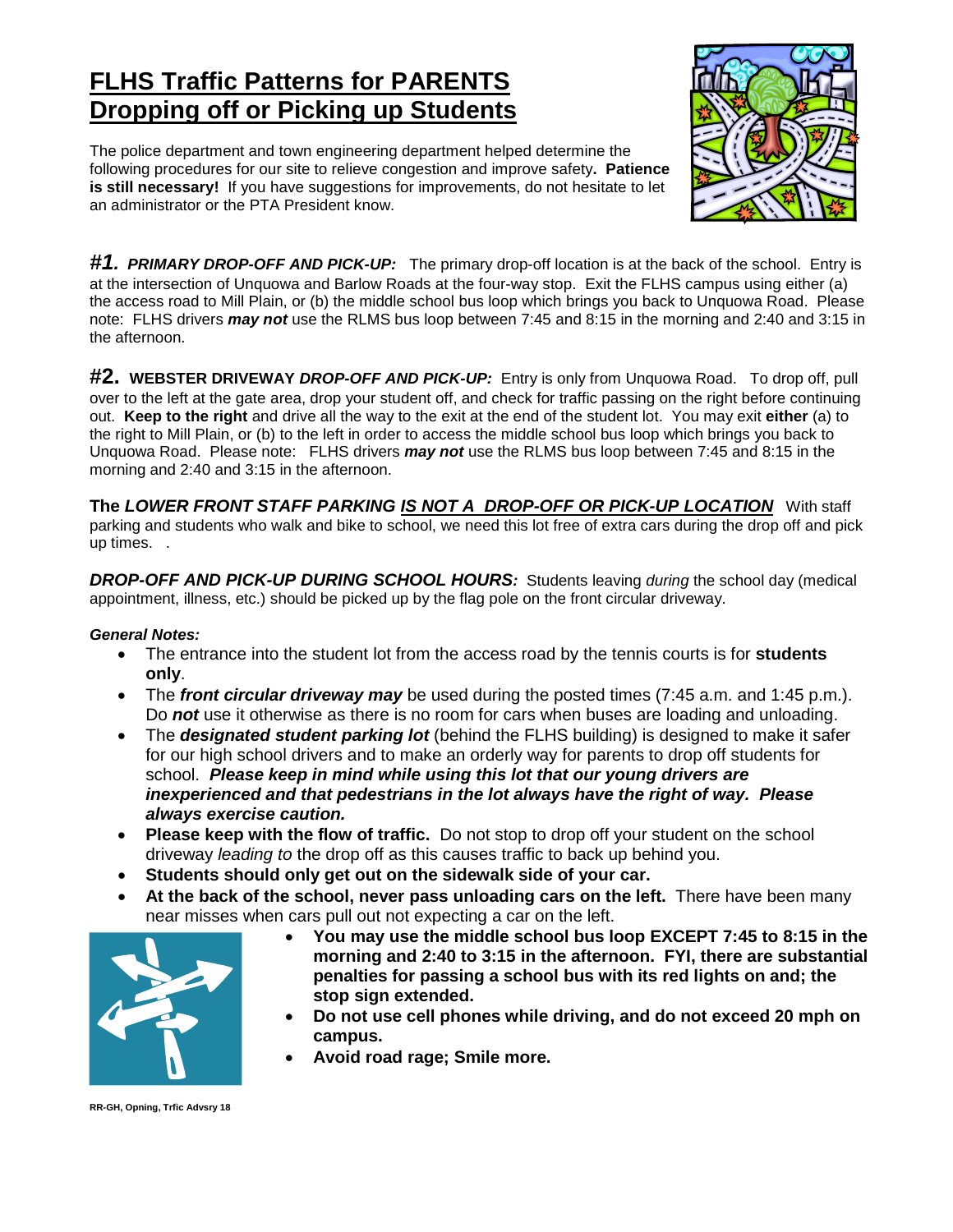# FLHS Traffic Patterns for PARENTS Dropping off or Picking up Students

The police department and town engineering department helped determine the following procedures for our site to relieve congestion and improve safety**. Patience is still necessary!** If you have suggestions for improvements, do not hesitate to let an administrator or the PTA President know.

***#1. PRIMARY DROP-OFF AND PICK-UP:*** The primary drop-off location is at the back of the school. Entry is at the intersection of Unquowa and Barlow Roads at the four-way stop. Exit the FLHS campus using either (a) the access road to Mill Plain, or (b) the middle school bus loop which brings you back to Unquowa Road. Please note: FLHS drivers ***may not*** use the RLMS bus loop between 7:45 and 8:15 in the morning and 2:40 and 3:15 in the afternoon.

**#2. WEBSTER DRIVEWAY *DROP-OFF AND PICK-UP:*** Entry is only from Unquowa Road. To drop off, pull over to the left at the gate area, drop your student off, and check for traffic passing on the right before continuing out. **Keep to the right** and drive all the way to the exit at the end of the student lot. You may exit **either** (a) to the right to Mill Plain, or (b) to the left in order to access the middle school bus loop which brings you back to Unquowa Road. Please note: FLHS drivers ***may not*** use the RLMS bus loop between 7:45 and 8:15 in the morning and 2:40 and 3:15 in the afternoon.

**The *LOWER FRONT STAFF PARKING IS NOT A DROP-OFF OR PICK-UP LOCATION*** With staff parking and students who walk and bike to school, we need this lot free of extra cars during the drop off and pick up times. .

***DROP-OFF AND PICK-UP DURING SCHOOL HOURS:*** Students leaving *during* the school day (medical appointment, illness, etc.) should be picked up by the flag pole on the front circular driveway.

***General Notes:***

- The entrance into the student lot from the access road by the tennis courts is for **students only**.
- The ***front circular driveway may*** be used during the posted times (7:45 a.m. and 1:45 p.m.). Do ***not*** use it otherwise as there is no room for cars when buses are loading and unloading.
- The ***designated student parking lot*** (behind the FLHS building) is designed to make it safer for our high school drivers and to make an orderly way for parents to drop off students for school. ***Please keep in mind while using this lot that our young drivers are inexperienced and that pedestrians in the lot always have the right of way. Please always exercise caution.***
- **Please keep with the flow of traffic.** Do not stop to drop off your student on the school driveway *leading to* the drop off as this causes traffic to back up behind you.
- **Students should only get out on the sidewalk side of your car.**
- **At the back of the school, never pass unloading cars on the left.** There have been many near misses when cars pull out not expecting a car on the left.
- **You may use the middle school bus loop EXCEPT 7:45 to 8:15 in the morning and 2:40 to 3:15 in the afternoon. FYI, there are substantial penalties for passing a school bus with its red lights on and; the stop sign extended.**
- **Do not use cell phones while driving, and do not exceed 20 mph on campus.**
- **Avoid road rage; Smile more.**

RR-GH, Opning, Trfic Advsry 18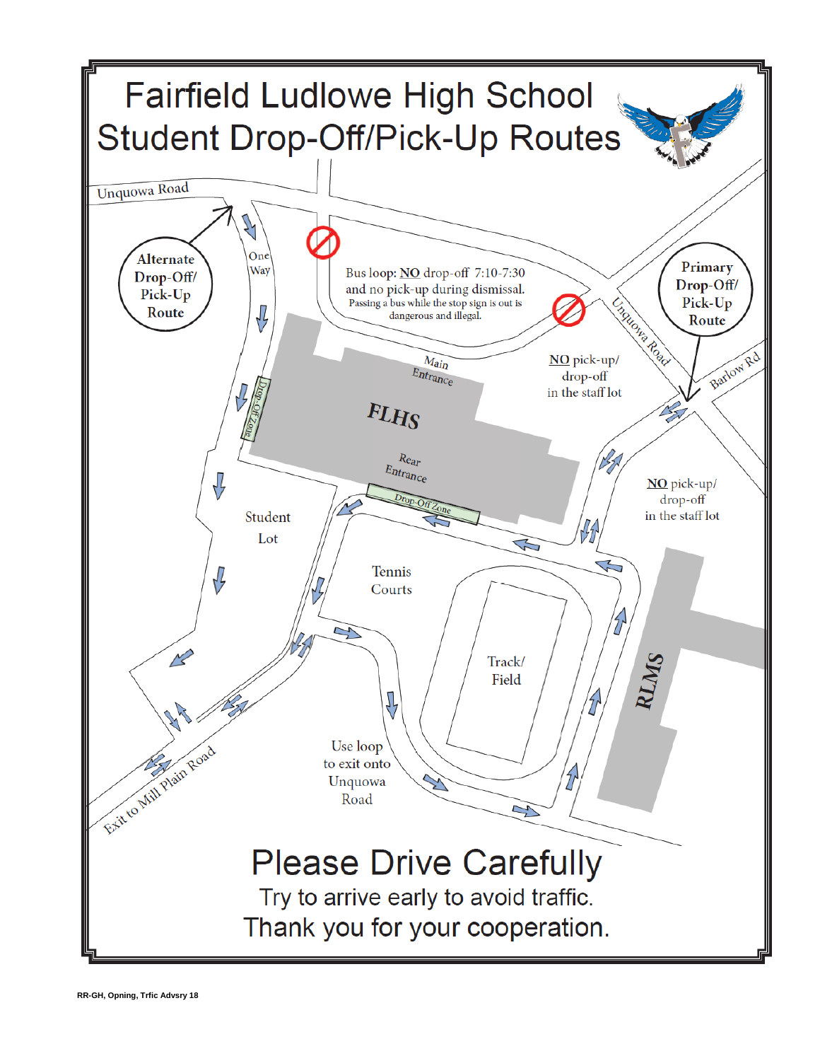# Fairfield Ludlowe High School Student Drop-Off/Pick-Up Routes

Unquowa Road

Alternate Drop-Off/ Pick-Up Route

One Way

Bus loop: NO drop-off 7:10-7:30 and no pick-up during dismissal.
Passing a bus while the stop sign is out is dangerous and illegal.

Unquowa Road

Primary Drop-Off/ Pick-Up Route

Barlow Rd

Main Entrance

NO pick-up/ drop-off in the staff lot

Drop-Off Zone

FLHS

Rear Entrance

Drop-Off Zone

NO pick-up/ drop-off in the staff lot

Student Lot

Tennis Courts

Track/ Field

RLMS

Use loop to exit onto Unquowa Road

Exit to Mill Plain Road

## Please Drive Carefully

Try to arrive early to avoid traffic.

Thank you for your cooperation.

RR-GH, Opning, Trfic Advsry 18